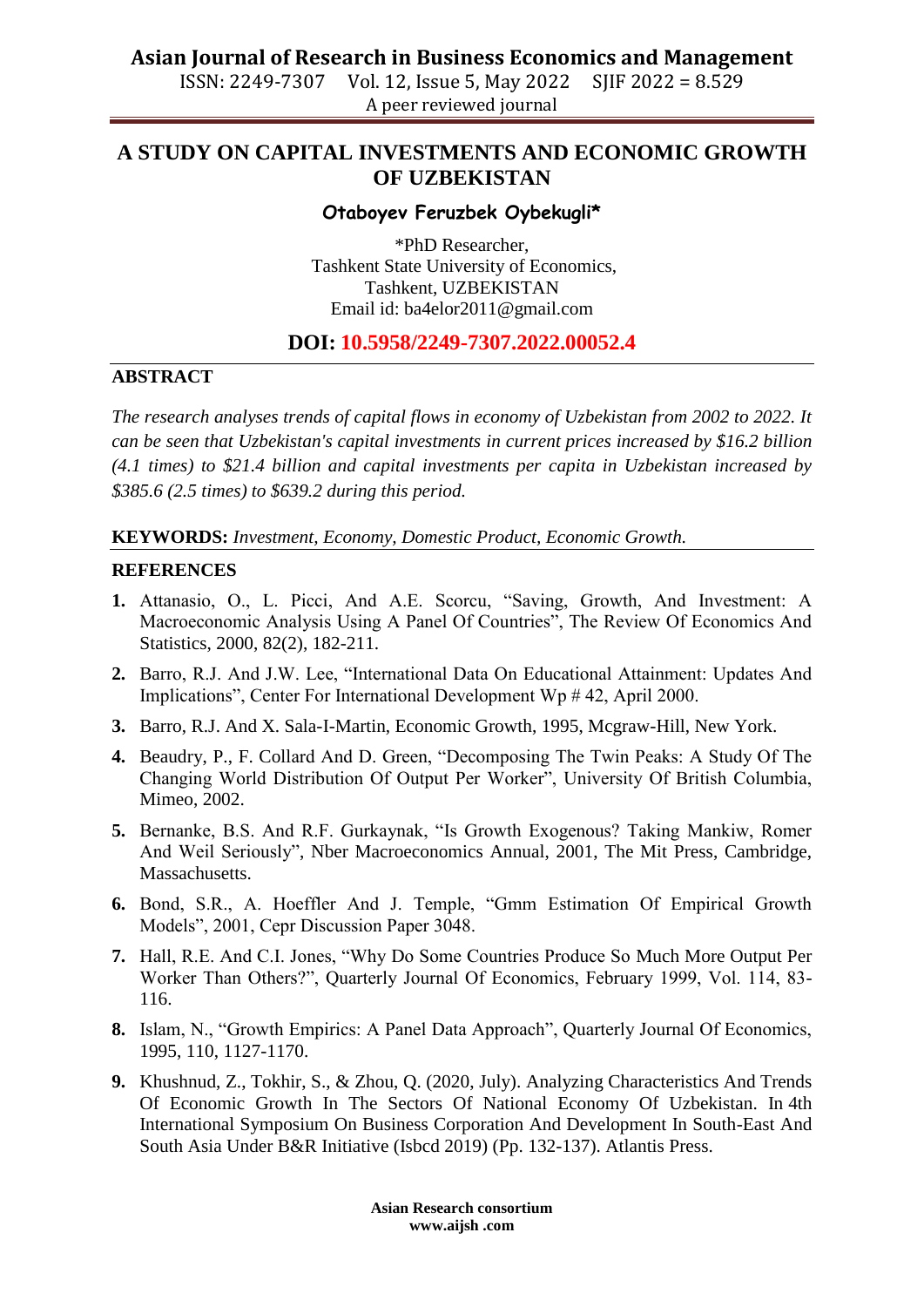# A STUDY ON CAPITAL INVESTMENTS AND ECONOMIC GROWTH OF UZBEKISTAN

**Otaboyev Feruzbek Oybekugli***

*PhD Researcher,
Tashkent State University of Economics,
Tashkent, UZBEKISTAN
Email id: ba4elor2011@gmail.com

**DOI: 10.5958/2249-7307.2022.00052.4**

## ABSTRACT

*The research analyses trends of capital flows in economy of Uzbekistan from 2002 to 2022. It can be seen that Uzbekistan's capital investments in current prices increased by $16.2 billion (4.1 times) to $21.4 billion and capital investments per capita in Uzbekistan increased by $385.6 (2.5 times) to $639.2 during this period.*

**KEYWORDS:** *Investment, Economy, Domestic Product, Economic Growth.*

## REFERENCES

1. Attanasio, O., L. Picci, And A.E. Scorcu, "Saving, Growth, And Investment: A Macroeconomic Analysis Using A Panel Of Countries", The Review Of Economics And Statistics, 2000, 82(2), 182-211.
2. Barro, R.J. And J.W. Lee, "International Data On Educational Attainment: Updates And Implications", Center For International Development Wp # 42, April 2000.
3. Barro, R.J. And X. Sala-I-Martin, Economic Growth, 1995, Mcgraw-Hill, New York.
4. Beaudry, P., F. Collard And D. Green, "Decomposing The Twin Peaks: A Study Of The Changing World Distribution Of Output Per Worker", University Of British Columbia, Mimeo, 2002.
5. Bernanke, B.S. And R.F. Gurkaynak, "Is Growth Exogenous? Taking Mankiw, Romer And Weil Seriously", Nber Macroeconomics Annual, 2001, The Mit Press, Cambridge, Massachusetts.
6. Bond, S.R., A. Hoeffler And J. Temple, "Gmm Estimation Of Empirical Growth Models", 2001, Cepr Discussion Paper 3048.
7. Hall, R.E. And C.I. Jones, "Why Do Some Countries Produce So Much More Output Per Worker Than Others?", Quarterly Journal Of Economics, February 1999, Vol. 114, 83-116.
8. Islam, N., "Growth Empirics: A Panel Data Approach", Quarterly Journal Of Economics, 1995, 110, 1127-1170.
9. Khushnud, Z., Tokhir, S., & Zhou, Q. (2020, July). Analyzing Characteristics And Trends Of Economic Growth In The Sectors Of National Economy Of Uzbekistan. In 4th International Symposium On Business Corporation And Development In South-East And South Asia Under B&R Initiative (Isbcd 2019) (Pp. 132-137). Atlantis Press.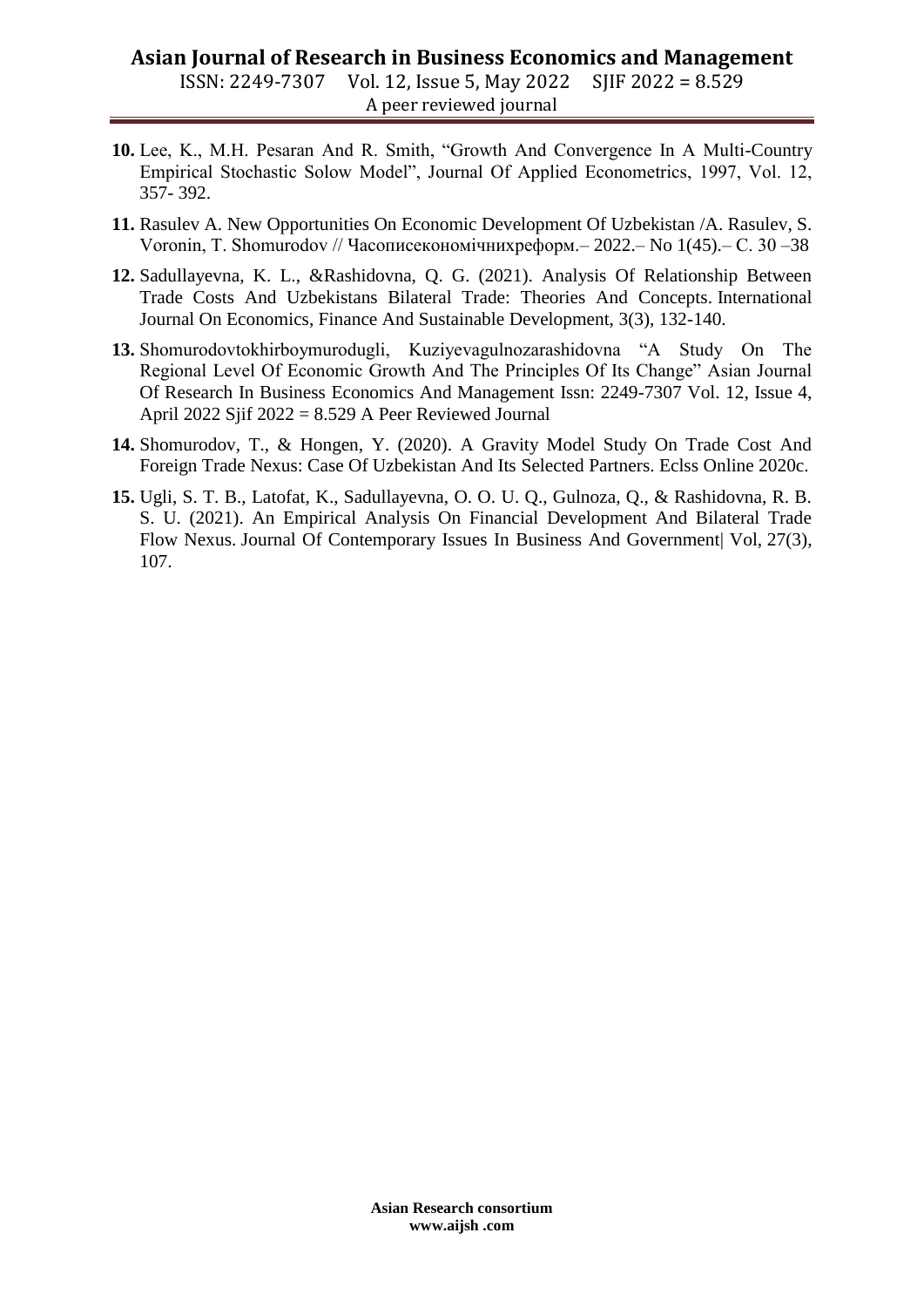10. Lee, K., M.H. Pesaran And R. Smith, “Growth And Convergence In A Multi-Country Empirical Stochastic Solow Model”, Journal Of Applied Econometrics, 1997, Vol. 12, 357- 392.
11. Rasulev A. New Opportunities On Economic Development Of Uzbekistan /A. Rasulev, S. Voronin, T. Shomurodov // Часописекономічнихреформ.– 2022.– No 1(45).– С. 30 –38
12. Sadullayevna, K. L., &Rashidovna, Q. G. (2021). Analysis Of Relationship Between Trade Costs And Uzbekistans Bilateral Trade: Theories And Concepts. International Journal On Economics, Finance And Sustainable Development, 3(3), 132-140.
13. Shomurodovtokhirboymurodugli, Kuziyevagulnozarashidovna “A Study On The Regional Level Of Economic Growth And The Principles Of Its Change” Asian Journal Of Research In Business Economics And Management Issn: 2249-7307 Vol. 12, Issue 4, April 2022 Sjif 2022 = 8.529 A Peer Reviewed Journal
14. Shomurodov, T., & Hongen, Y. (2020). A Gravity Model Study On Trade Cost And Foreign Trade Nexus: Case Of Uzbekistan And Its Selected Partners. Eclss Online 2020c.
15. Ugli, S. T. B., Latofat, K., Sadullayevna, O. O. U. Q., Gulnoza, Q., & Rashidovna, R. B. S. U. (2021). An Empirical Analysis On Financial Development And Bilateral Trade Flow Nexus. Journal Of Contemporary Issues In Business And Government| Vol, 27(3), 107.